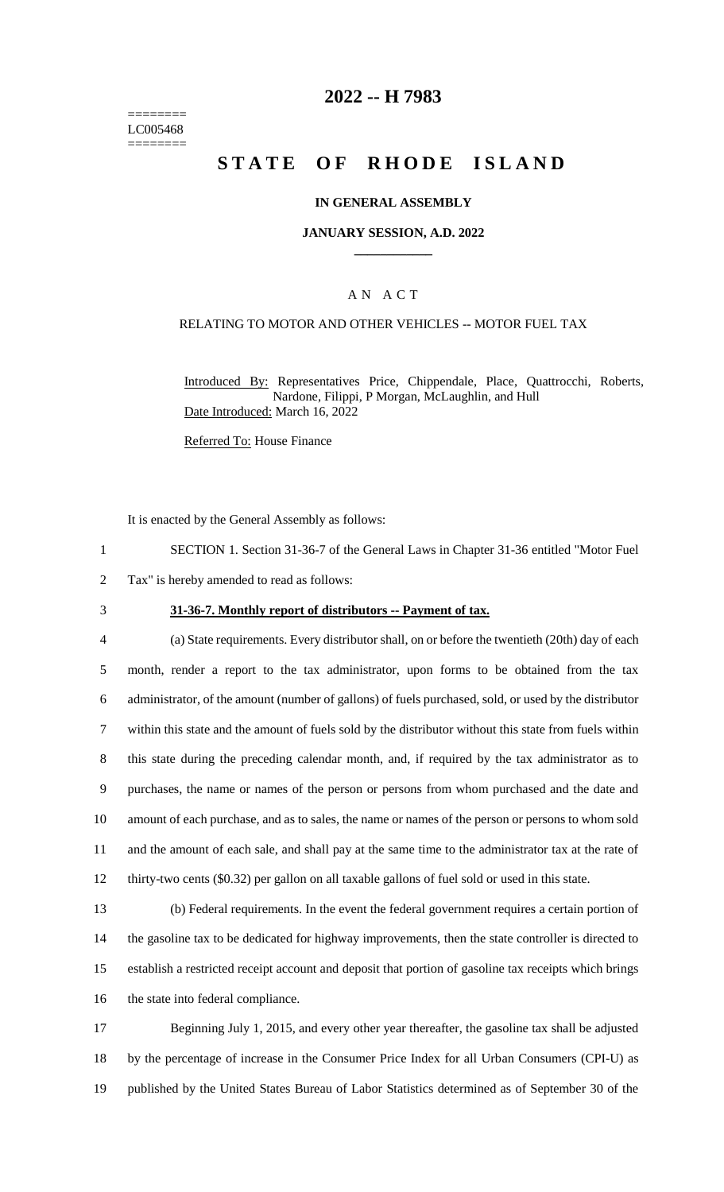========
LC005468
========

# 2022 -- H 7983

# STATE OF RHODE ISLAND

### IN GENERAL ASSEMBLY

### JANUARY SESSION, A.D. 2022

---

### A N A C T

RELATING TO MOTOR AND OTHER VEHICLES -- MOTOR FUEL TAX

Introduced By: Representatives Price, Chippendale, Place, Quattrocchi, Roberts, Nardone, Filippi, P Morgan, McLaughlin, and Hull
Date Introduced: March 16, 2022

Referred To: House Finance

It is enacted by the General Assembly as follows:

1 SECTION 1. Section 31-36-7 of the General Laws in Chapter 31-36 entitled "Motor Fuel
2 Tax" is hereby amended to read as follows:

3 **31-36-7. Monthly report of distributors -- Payment of tax.**

4 (a) State requirements. Every distributor shall, on or before the twentieth (20th) day of each
5 month, render a report to the tax administrator, upon forms to be obtained from the tax
6 administrator, of the amount (number of gallons) of fuels purchased, sold, or used by the distributor
7 within this state and the amount of fuels sold by the distributor without this state from fuels within
8 this state during the preceding calendar month, and, if required by the tax administrator as to
9 purchases, the name or names of the person or persons from whom purchased and the date and
10 amount of each purchase, and as to sales, the name or names of the person or persons to whom sold
11 and the amount of each sale, and shall pay at the same time to the administrator tax at the rate of
12 thirty-two cents ($0.32) per gallon on all taxable gallons of fuel sold or used in this state.

13 (b) Federal requirements. In the event the federal government requires a certain portion of
14 the gasoline tax to be dedicated for highway improvements, then the state controller is directed to
15 establish a restricted receipt account and deposit that portion of gasoline tax receipts which brings
16 the state into federal compliance.

17 Beginning July 1, 2015, and every other year thereafter, the gasoline tax shall be adjusted
18 by the percentage of increase in the Consumer Price Index for all Urban Consumers (CPI-U) as
19 published by the United States Bureau of Labor Statistics determined as of September 30 of the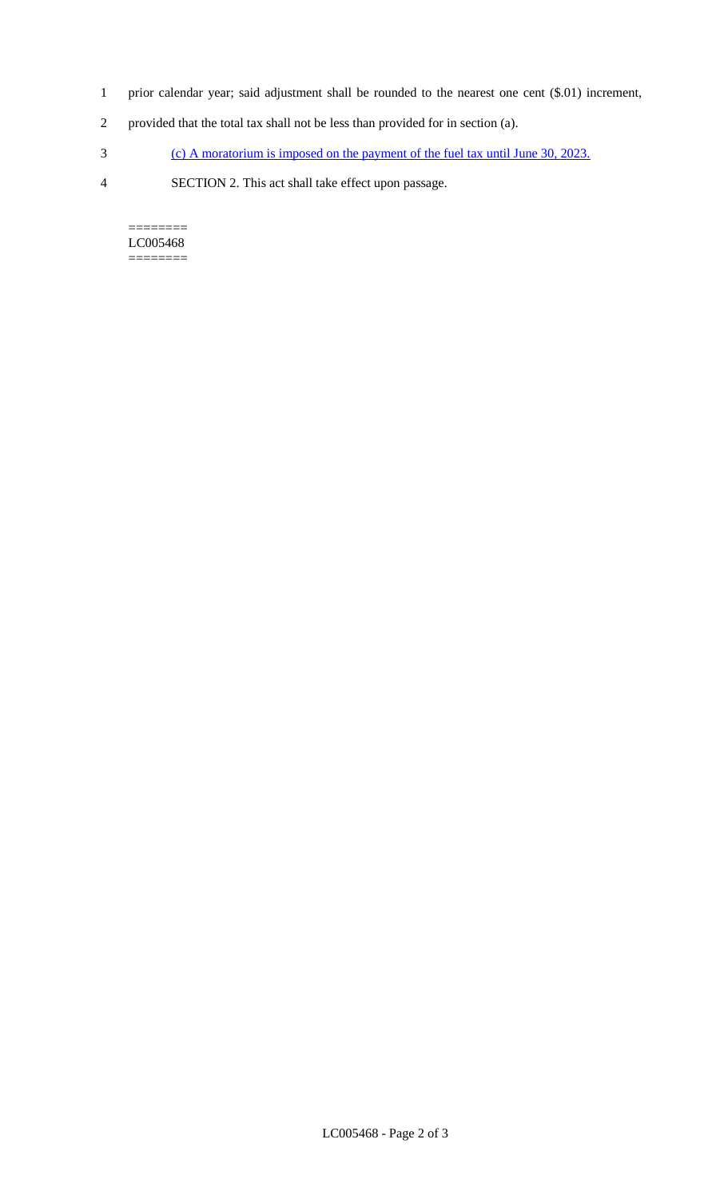prior calendar year; said adjustment shall be rounded to the nearest one cent ($.01) increment, provided that the total tax shall not be less than provided for in section (a).

<u>(c) A moratorium is imposed on the payment of the fuel tax until June 30, 2023.</u>

SECTION 2. This act shall take effect upon passage.

========
LC005468
========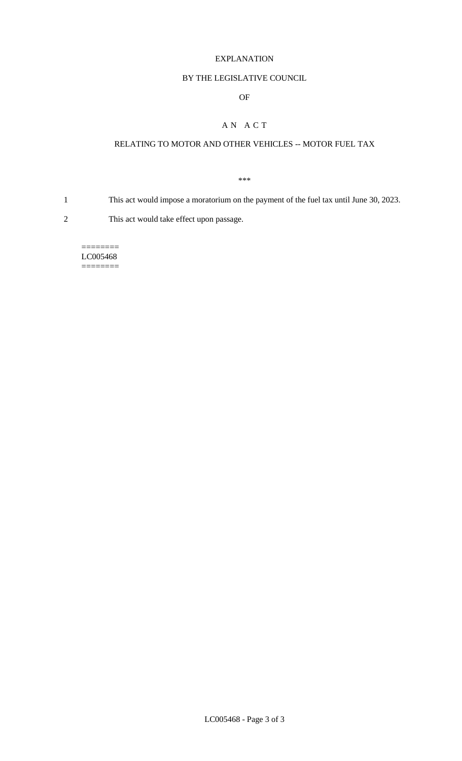EXPLANATION

BY THE LEGISLATIVE COUNCIL

OF

# A N A C T

RELATING TO MOTOR AND OTHER VEHICLES -- MOTOR FUEL TAX

\*\*\*

1 This act would impose a moratorium on the payment of the fuel tax until June 30, 2023.

2 This act would take effect upon passage.

========
LC005468
========